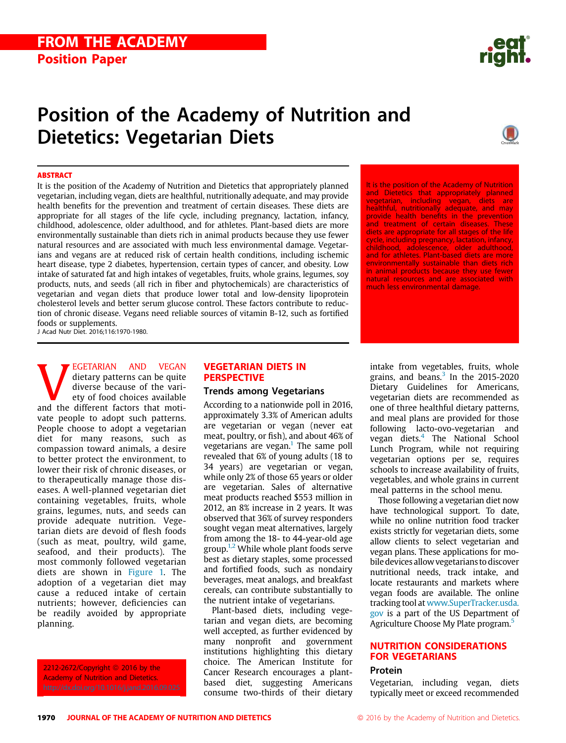FROM THE ACADEMY

Position Paper

# Position of the Academy of Nutrition and Dietetics: Vegetarian Diets

## ABSTRACT

It is the position of the Academy of Nutrition and Dietetics that appropriately planned vegetarian, including vegan, diets are healthful, nutritionally adequate, and may provide health benefits for the prevention and treatment of certain diseases. These diets are appropriate for all stages of the life cycle, including pregnancy, lactation, infancy, childhood, adolescence, older adulthood, and for athletes. Plant-based diets are more environmentally sustainable than diets rich in animal products because they use fewer natural resources and are associated with much less environmental damage. Vegetarians and vegans are at reduced risk of certain health conditions, including ischemic heart disease, type 2 diabetes, hypertension, certain types of cancer, and obesity. Low intake of saturated fat and high intakes of vegetables, fruits, whole grains, legumes, soy products, nuts, and seeds (all rich in fiber and phytochemicals) are characteristics of vegetarian and vegan diets that produce lower total and low-density lipoprotein cholesterol levels and better serum glucose control. These factors contribute to reduction of chronic disease. Vegans need reliable sources of vitamin B-12, such as fortified foods or supplements.

J Acad Nutr Diet. 2016;116:1970-1980.

It is the position of the Academy of Nutrition and Dietetics that appropriately planned vegetarian, including vegan, diets are healthful, nutritionally adequate, and may provide health benefits in the prevention and treatment of certain diseases. These diets are appropriate for all stages of the life cycle, including pregnancy, lactation, infancy, childhood, adolescence, older adulthood, and for athletes. Plant-based diets are more environmentally sustainable than diets rich in animal products because they use fewer natural resources and are associated with much less environmental damage.

VEGETARIAN AND VEGAN dietary patterns can be quite diverse because of the variety of food choices available and the different factors that motivate people to adopt such patterns. People choose to adopt a vegetarian diet for many reasons, such as compassion toward animals, a desire to better protect the environment, to lower their risk of chronic diseases, or to therapeutically manage those diseases. A well-planned vegetarian diet containing vegetables, fruits, whole grains, legumes, nuts, and seeds can provide adequate nutrition. Vegetarian diets are devoid of flesh foods (such as meat, poultry, wild game, seafood, and their products). The most commonly followed vegetarian diets are shown in Figure 1. The adoption of a vegetarian diet may cause a reduced intake of certain nutrients; however, deficiencies can be readily avoided by appropriate planning.

2212-2672/Copyright © 2016 by the Academy of Nutrition and Dietetics.
http://dx.doi.org/10.1016/j.jand.2016.09.025

## VEGETARIAN DIETS IN PERSPECTIVE

### Trends among Vegetarians

According to a nationwide poll in 2016, approximately 3.3% of American adults are vegetarian or vegan (never eat meat, poultry, or fish), and about 46% of vegetarians are vegan.[1] The same poll revealed that 6% of young adults (18 to 34 years) are vegetarian or vegan, while only 2% of those 65 years or older are vegetarian. Sales of alternative meat products reached $553 million in 2012, an 8% increase in 2 years. It was observed that 36% of survey responders sought vegan meat alternatives, largely from among the 18- to 44-year-old age group.[1,2] While whole plant foods serve best as dietary staples, some processed and fortified foods, such as nondairy beverages, meat analogs, and breakfast cereals, can contribute substantially to the nutrient intake of vegetarians.

Plant-based diets, including vegetarian and vegan diets, are becoming well accepted, as further evidenced by many nonprofit and government institutions highlighting this dietary choice. The American Institute for Cancer Research encourages a plant-based diet, suggesting Americans consume two-thirds of their dietary intake from vegetables, fruits, whole grains, and beans.[3] In the 2015-2020 Dietary Guidelines for Americans, vegetarian diets are recommended as one of three healthful dietary patterns, and meal plans are provided for those following lacto-ovo-vegetarian and vegan diets.[4] The National School Lunch Program, while not requiring vegetarian options per se, requires schools to increase availability of fruits, vegetables, and whole grains in current meal patterns in the school menu.

Those following a vegetarian diet now have technological support. To date, while no online nutrition food tracker exists strictly for vegetarian diets, some allow clients to select vegetarian and vegan plans. These applications for mobile devices allow vegetarians to discover nutritional needs, track intake, and locate restaurants and markets where vegan foods are available. The online tracking tool at www.SuperTracker.usda.gov is a part of the US Department of Agriculture Choose My Plate program.[5]

## NUTRITION CONSIDERATIONS FOR VEGETARIANS

### Protein

Vegetarian, including vegan, diets typically meet or exceed recommended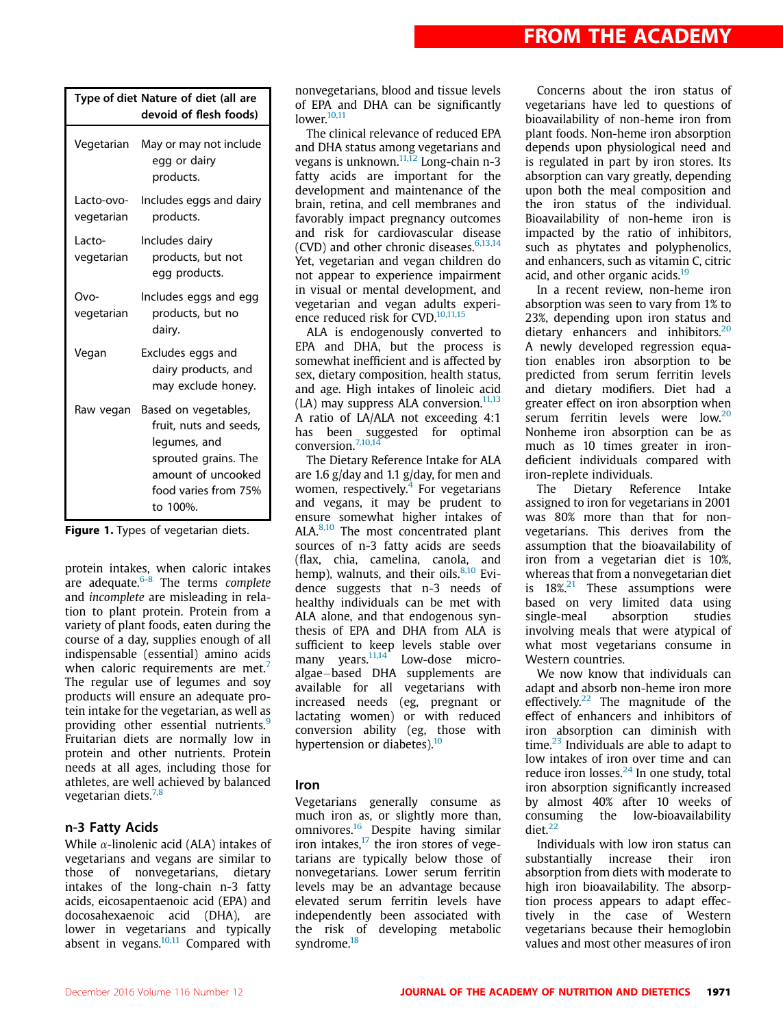| Type of diet | Nature of diet (all are devoid of flesh foods) |
| --- | --- |
| Vegetarian | May or may not include egg or dairy products. |
| Lacto-ovo-vegetarian | Includes eggs and dairy products. |
| Lacto-vegetarian | Includes dairy products, but not egg products. |
| Ovo-vegetarian | Includes eggs and egg products, but no dairy. |
| Vegan | Excludes eggs and dairy products, and may exclude honey. |
| Raw vegan | Based on vegetables, fruit, nuts and seeds, legumes, and sprouted grains. The amount of uncooked food varies from 75% to 100%. |

**Figure 1.** Types of vegetarian diets.

protein intakes, when caloric intakes are adequate.[6-8] The terms *complete* and *incomplete* are misleading in relation to plant protein. Protein from a variety of plant foods, eaten during the course of a day, supplies enough of all indispensable (essential) amino acids when caloric requirements are met.[7] The regular use of legumes and soy products will ensure an adequate protein intake for the vegetarian, as well as providing other essential nutrients.[9] Fruitarian diets are normally low in protein and other nutrients. Protein needs at all ages, including those for athletes, are well achieved by balanced vegetarian diets.[7,8]

## n-3 Fatty Acids

While α-linolenic acid (ALA) intakes of vegetarians and vegans are similar to those of nonvegetarians, dietary intakes of the long-chain n-3 fatty acids, eicosapentaenoic acid (EPA) and docosahexaenoic acid (DHA), are lower in vegetarians and typically absent in vegans.[10,11] Compared with nonvegetarians, blood and tissue levels of EPA and DHA can be significantly lower.[10,11]

The clinical relevance of reduced EPA and DHA status among vegetarians and vegans is unknown.[11,12] Long-chain n-3 fatty acids are important for the development and maintenance of the brain, retina, and cell membranes and favorably impact pregnancy outcomes and risk for cardiovascular disease (CVD) and other chronic diseases.[6,13,14] Yet, vegetarian and vegan children do not appear to experience impairment in visual or mental development, and vegetarian and vegan adults experience reduced risk for CVD.[10,11,15]

ALA is endogenously converted to EPA and DHA, but the process is somewhat inefficient and is affected by sex, dietary composition, health status, and age. High intakes of linoleic acid (LA) may suppress ALA conversion.[11,13] A ratio of LA/ALA not exceeding 4:1 has been suggested for optimal conversion.[7,10,14]

The Dietary Reference Intake for ALA are 1.6 g/day and 1.1 g/day, for men and women, respectively.[4] For vegetarians and vegans, it may be prudent to ensure somewhat higher intakes of ALA.[8,10] The most concentrated plant sources of n-3 fatty acids are seeds (flax, chia, camelina, canola, and hemp), walnuts, and their oils.[8,10] Evidence suggests that n-3 needs of healthy individuals can be met with ALA alone, and that endogenous synthesis of EPA and DHA from ALA is sufficient to keep levels stable over many years.[11,14] Low-dose microalgae–based DHA supplements are available for all vegetarians with increased needs (eg, pregnant or lactating women) or with reduced conversion ability (eg, those with hypertension or diabetes).[10]

## Iron

Vegetarians generally consume as much iron as, or slightly more than, omnivores.[16] Despite having similar iron intakes,[17] the iron stores of vegetarians are typically below those of nonvegetarians. Lower serum ferritin levels may be an advantage because elevated serum ferritin levels have independently been associated with the risk of developing metabolic syndrome.[18]

Concerns about the iron status of vegetarians have led to questions of bioavailability of non-heme iron from plant foods. Non-heme iron absorption depends upon physiological need and is regulated in part by iron stores. Its absorption can vary greatly, depending upon both the meal composition and the iron status of the individual. Bioavailability of non-heme iron is impacted by the ratio of inhibitors, such as phytates and polyphenolics, and enhancers, such as vitamin C, citric acid, and other organic acids.[19]

In a recent review, non-heme iron absorption was seen to vary from 1% to 23%, depending upon iron status and dietary enhancers and inhibitors.[20] A newly developed regression equation enables iron absorption to be predicted from serum ferritin levels and dietary modifiers. Diet had a greater effect on iron absorption when serum ferritin levels were low.[20] Nonheme iron absorption can be as much as 10 times greater in iron-deficient individuals compared with iron-replete individuals.

The Dietary Reference Intake assigned to iron for vegetarians in 2001 was 80% more than that for nonvegetarians. This derives from the assumption that the bioavailability of iron from a vegetarian diet is 10%, whereas that from a nonvegetarian diet is 18%.[21] These assumptions were based on very limited data using single-meal absorption studies involving meals that were atypical of what most vegetarians consume in Western countries.

We now know that individuals can adapt and absorb non-heme iron more effectively.[22] The magnitude of the effect of enhancers and inhibitors of iron absorption can diminish with time.[23] Individuals are able to adapt to low intakes of iron over time and can reduce iron losses.[24] In one study, total iron absorption significantly increased by almost 40% after 10 weeks of consuming the low-bioavailability diet.[22]

Individuals with low iron status can substantially increase their iron absorption from diets with moderate to high iron bioavailability. The absorption process appears to adapt effectively in the case of Western vegetarians because their hemoglobin values and most other measures of iron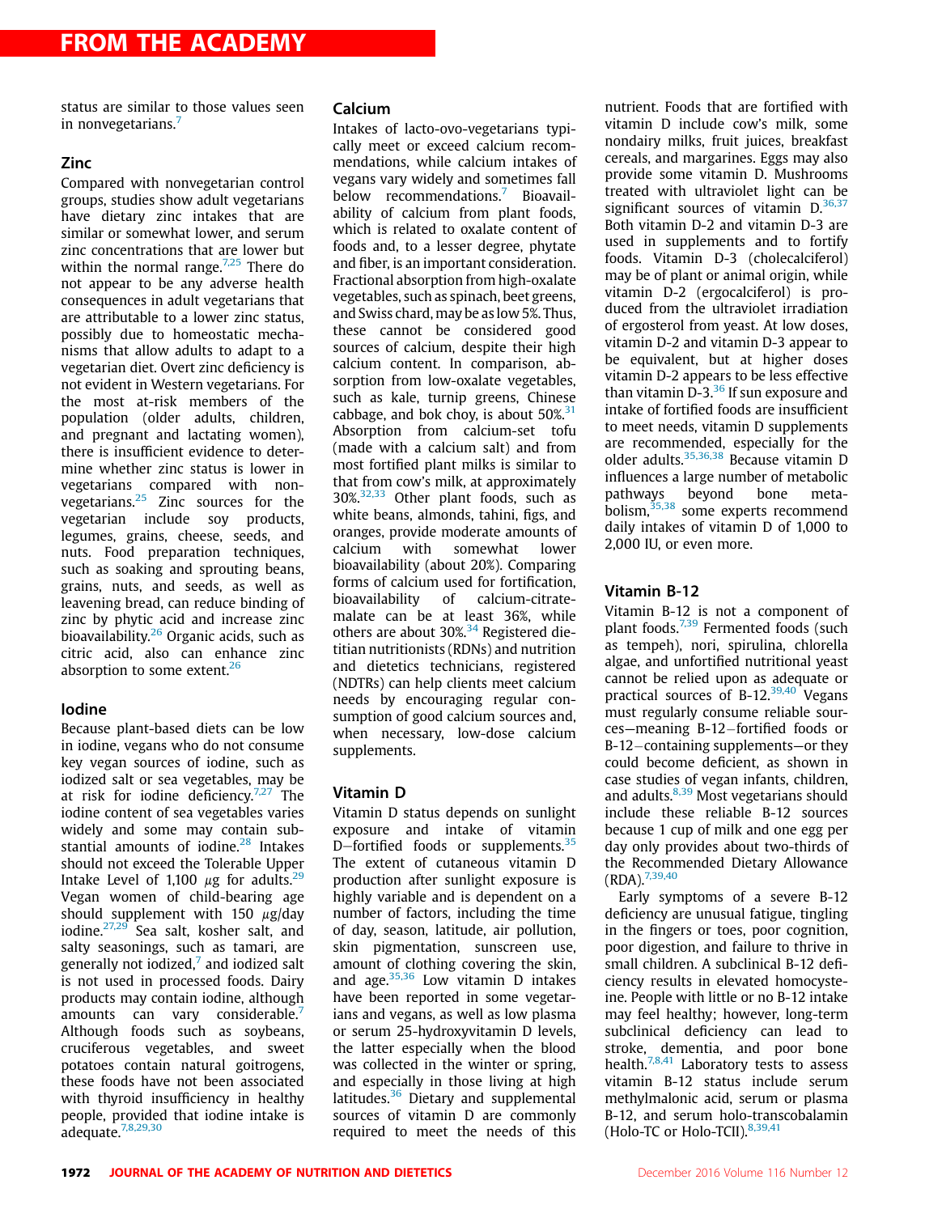status are similar to those values seen in nonvegetarians.[7]

## Zinc

Compared with nonvegetarian control groups, studies show adult vegetarians have dietary zinc intakes that are similar or somewhat lower, and serum zinc concentrations that are lower but within the normal range.[7,25] There do not appear to be any adverse health consequences in adult vegetarians that are attributable to a lower zinc status, possibly due to homeostatic mechanisms that allow adults to adapt to a vegetarian diet. Overt zinc deficiency is not evident in Western vegetarians. For the most at-risk members of the population (older adults, children, and pregnant and lactating women), there is insufficient evidence to determine whether zinc status is lower in vegetarians compared with nonvegetarians.[25] Zinc sources for the vegetarian include soy products, legumes, grains, cheese, seeds, and nuts. Food preparation techniques, such as soaking and sprouting beans, grains, nuts, and seeds, as well as leavening bread, can reduce binding of zinc by phytic acid and increase zinc bioavailability.[26] Organic acids, such as citric acid, also can enhance zinc absorption to some extent.[26]

## Iodine

Because plant-based diets can be low in iodine, vegans who do not consume key vegan sources of iodine, such as iodized salt or sea vegetables, may be at risk for iodine deficiency.[7,27] The iodine content of sea vegetables varies widely and some may contain substantial amounts of iodine.[28] Intakes should not exceed the Tolerable Upper Intake Level of 1,100 $\mu$g for adults.[29] Vegan women of child-bearing age should supplement with 150 $\mu$g/day iodine.[27,29] Sea salt, kosher salt, and salty seasonings, such as tamari, are generally not iodized,[7] and iodized salt is not used in processed foods. Dairy products may contain iodine, although amounts can vary considerable.[7] Although foods such as soybeans, cruciferous vegetables, and sweet potatoes contain natural goitrogens, these foods have not been associated with thyroid insufficiency in healthy people, provided that iodine intake is adequate.[7,8,29,30]

## Calcium

Intakes of lacto-ovo-vegetarians typically meet or exceed calcium recommendations, while calcium intakes of vegans vary widely and sometimes fall below recommendations.[7] Bioavailability of calcium from plant foods, which is related to oxalate content of foods and, to a lesser degree, phytate and fiber, is an important consideration. Fractional absorption from high-oxalate vegetables, such as spinach, beet greens, and Swiss chard, may be as low 5%. Thus, these cannot be considered good sources of calcium, despite their high calcium content. In comparison, absorption from low-oxalate vegetables, such as kale, turnip greens, Chinese cabbage, and bok choy, is about 50%.[31] Absorption from calcium-set tofu (made with a calcium salt) and from most fortified plant milks is similar to that from cow's milk, at approximately 30%.[32,33] Other plant foods, such as white beans, almonds, tahini, figs, and oranges, provide moderate amounts of calcium with somewhat lower bioavailability (about 20%). Comparing forms of calcium used for fortification, bioavailability of calcium-citrate-malate can be at least 36%, while others are about 30%.[34] Registered dietitian nutritionists (RDNs) and nutrition and dietetics technicians, registered (NDTRs) can help clients meet calcium needs by encouraging regular consumption of good calcium sources and, when necessary, low-dose calcium supplements.

## Vitamin D

Vitamin D status depends on sunlight exposure and intake of vitamin D–fortified foods or supplements.[35] The extent of cutaneous vitamin D production after sunlight exposure is highly variable and is dependent on a number of factors, including the time of day, season, latitude, air pollution, skin pigmentation, sunscreen use, amount of clothing covering the skin, and age.[35,36] Low vitamin D intakes have been reported in some vegetarians and vegans, as well as low plasma or serum 25-hydroxyvitamin D levels, the latter especially when the blood was collected in the winter or spring, and especially in those living at high latitudes.[36] Dietary and supplemental sources of vitamin D are commonly required to meet the needs of this nutrient. Foods that are fortified with vitamin D include cow's milk, some nondairy milks, fruit juices, breakfast cereals, and margarines. Eggs may also provide some vitamin D. Mushrooms treated with ultraviolet light can be significant sources of vitamin D.[36,37] Both vitamin D-2 and vitamin D-3 are used in supplements and to fortify foods. Vitamin D-3 (cholecalciferol) may be of plant or animal origin, while vitamin D-2 (ergocalciferol) is produced from the ultraviolet irradiation of ergosterol from yeast. At low doses, vitamin D-2 and vitamin D-3 appear to be equivalent, but at higher doses vitamin D-2 appears to be less effective than vitamin D-3.[36] If sun exposure and intake of fortified foods are insufficient to meet needs, vitamin D supplements are recommended, especially for the older adults.[35,36,38] Because vitamin D influences a large number of metabolic pathways beyond bone metabolism,[35,38] some experts recommend daily intakes of vitamin D of 1,000 to 2,000 IU, or even more.

## Vitamin B-12

Vitamin B-12 is not a component of plant foods.[7,39] Fermented foods (such as tempeh), nori, spirulina, chlorella algae, and unfortified nutritional yeast cannot be relied upon as adequate or practical sources of B-12.[39,40] Vegans must regularly consume reliable sources—meaning B-12–fortified foods or B-12–containing supplements—or they could become deficient, as shown in case studies of vegan infants, children, and adults.[8,39] Most vegetarians should include these reliable B-12 sources because 1 cup of milk and one egg per day only provides about two-thirds of the Recommended Dietary Allowance (RDA).[7,39,40]

Early symptoms of a severe B-12 deficiency are unusual fatigue, tingling in the fingers or toes, poor cognition, poor digestion, and failure to thrive in small children. A subclinical B-12 deficiency results in elevated homocysteine. People with little or no B-12 intake may feel healthy; however, long-term subclinical deficiency can lead to stroke, dementia, and poor bone health.[7,8,41] Laboratory tests to assess vitamin B-12 status include serum methylmalonic acid, serum or plasma B-12, and serum holo-transcobalamin (Holo-TC or Holo-TCII).[8,39,41]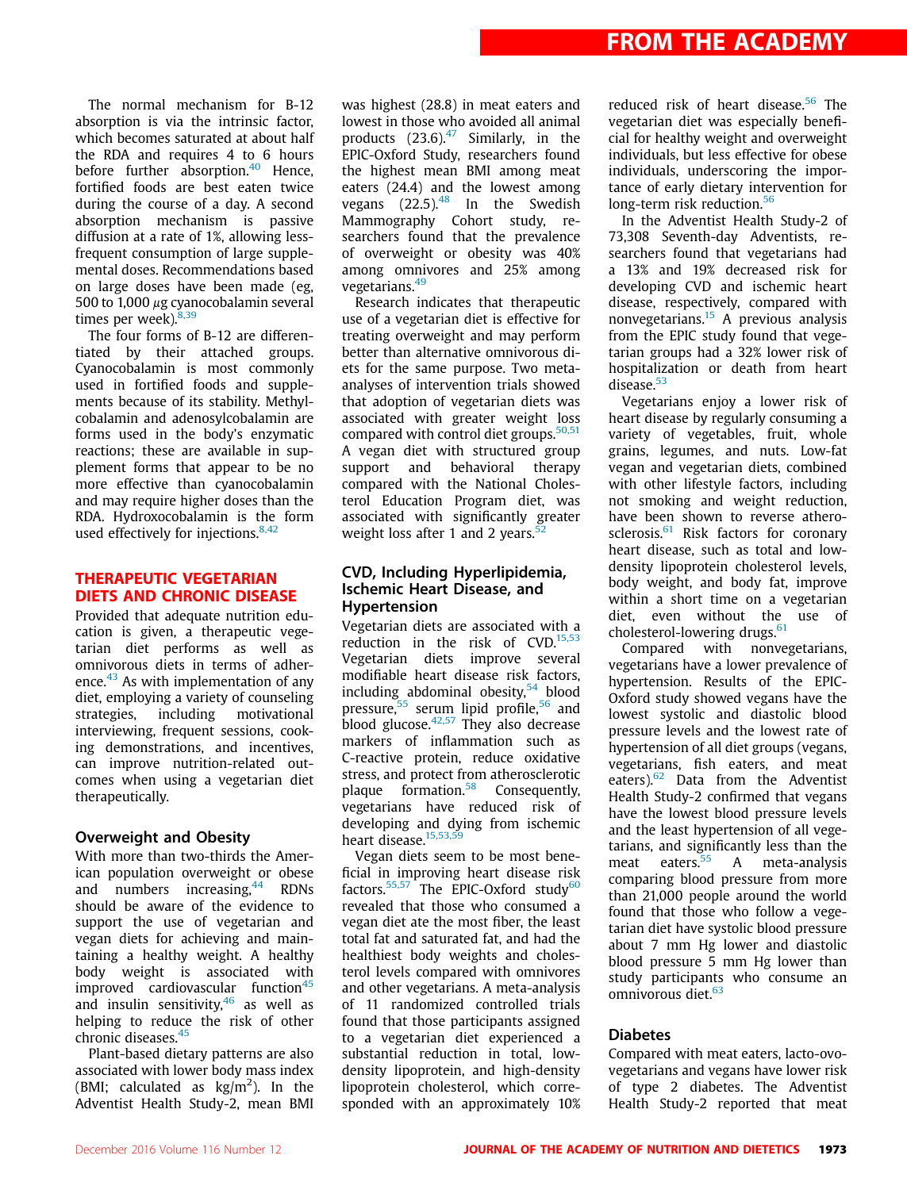The normal mechanism for B-12 absorption is via the intrinsic factor, which becomes saturated at about half the RDA and requires 4 to 6 hours before further absorption.[40] Hence, fortified foods are best eaten twice during the course of a day. A second absorption mechanism is passive diffusion at a rate of 1%, allowing less-frequent consumption of large supplemental doses. Recommendations based on large doses have been made (eg, 500 to 1,000 μg cyanocobalamin several times per week).[8,39]

The four forms of B-12 are differentiated by their attached groups. Cyanocobalamin is most commonly used in fortified foods and supplements because of its stability. Methylcobalamin and adenosylcobalamin are forms used in the body's enzymatic reactions; these are available in supplement forms that appear to be no more effective than cyanocobalamin and may require higher doses than the RDA. Hydroxocobalamin is the form used effectively for injections.[8,42]

## THERAPEUTIC VEGETARIAN DIETS AND CHRONIC DISEASE

Provided that adequate nutrition education is given, a therapeutic vegetarian diet performs as well as omnivorous diets in terms of adherence.[43] As with implementation of any diet, employing a variety of counseling strategies, including motivational interviewing, frequent sessions, cooking demonstrations, and incentives, can improve nutrition-related outcomes when using a vegetarian diet therapeutically.

### Overweight and Obesity

With more than two-thirds the American population overweight or obese and numbers increasing,[44] RDNs should be aware of the evidence to support the use of vegetarian and vegan diets for achieving and maintaining a healthy weight. A healthy body weight is associated with improved cardiovascular function[45] and insulin sensitivity,[46] as well as helping to reduce the risk of other chronic diseases.[45]

Plant-based dietary patterns are also associated with lower body mass index (BMI; calculated as $kg/m^2$). In the Adventist Health Study-2, mean BMI was highest (28.8) in meat eaters and lowest in those who avoided all animal products (23.6).[47] Similarly, in the EPIC-Oxford Study, researchers found the highest mean BMI among meat eaters (24.4) and the lowest among vegans (22.5).[48] In the Swedish Mammography Cohort study, researchers found that the prevalence of overweight or obesity was 40% among omnivores and 25% among vegetarians.[49]

Research indicates that therapeutic use of a vegetarian diet is effective for treating overweight and may perform better than alternative omnivorous diets for the same purpose. Two meta-analyses of intervention trials showed that adoption of vegetarian diets was associated with greater weight loss compared with control diet groups.[50,51] A vegan diet with structured group support and behavioral therapy compared with the National Cholesterol Education Program diet, was associated with significantly greater weight loss after 1 and 2 years.[52]

### CVD, Including Hyperlipidemia, Ischemic Heart Disease, and Hypertension

Vegetarian diets are associated with a reduction in the risk of CVD.[15,53] Vegetarian diets improve several modifiable heart disease risk factors, including abdominal obesity,[54] blood pressure,[55] serum lipid profile,[56] and blood glucose.[42,57] They also decrease markers of inflammation such as C-reactive protein, reduce oxidative stress, and protect from atherosclerotic plaque formation.[58] Consequently, vegetarians have reduced risk of developing and dying from ischemic heart disease.[15,53,59]

Vegan diets seem to be most beneficial in improving heart disease risk factors.[55,57] The EPIC-Oxford study[60] revealed that those who consumed a vegan diet ate the most fiber, the least total fat and saturated fat, and had the healthiest body weights and cholesterol levels compared with omnivores and other vegetarians. A meta-analysis of 11 randomized controlled trials found that those participants assigned to a vegetarian diet experienced a substantial reduction in total, low-density lipoprotein, and high-density lipoprotein cholesterol, which corresponded with an approximately 10% reduced risk of heart disease.[56] The vegetarian diet was especially beneficial for healthy weight and overweight individuals, but less effective for obese individuals, underscoring the importance of early dietary intervention for long-term risk reduction.[56]

In the Adventist Health Study-2 of 73,308 Seventh-day Adventists, researchers found that vegetarians had a 13% and 19% decreased risk for developing CVD and ischemic heart disease, respectively, compared with nonvegetarians.[15] A previous analysis from the EPIC study found that vegetarian groups had a 32% lower risk of hospitalization or death from heart disease.[53]

Vegetarians enjoy a lower risk of heart disease by regularly consuming a variety of vegetables, fruit, whole grains, legumes, and nuts. Low-fat vegan and vegetarian diets, combined with other lifestyle factors, including not smoking and weight reduction, have been shown to reverse atherosclerosis.[61] Risk factors for coronary heart disease, such as total and low-density lipoprotein cholesterol levels, body weight, and body fat, improve within a short time on a vegetarian diet, even without the use of cholesterol-lowering drugs.[61]

Compared with nonvegetarians, vegetarians have a lower prevalence of hypertension. Results of the EPIC-Oxford study showed vegans have the lowest systolic and diastolic blood pressure levels and the lowest rate of hypertension of all diet groups (vegans, vegetarians, fish eaters, and meat eaters).[62] Data from the Adventist Health Study-2 confirmed that vegans have the lowest blood pressure levels and the least hypertension of all vegetarians, and significantly less than the meat eaters.[55] A meta-analysis comparing blood pressure from more than 21,000 people around the world found that those who follow a vegetarian diet have systolic blood pressure about 7 mm Hg lower and diastolic blood pressure 5 mm Hg lower than study participants who consume an omnivorous diet.[63]

### Diabetes

Compared with meat eaters, lacto-ovo-vegetarians and vegans have lower risk of type 2 diabetes. The Adventist Health Study-2 reported that meat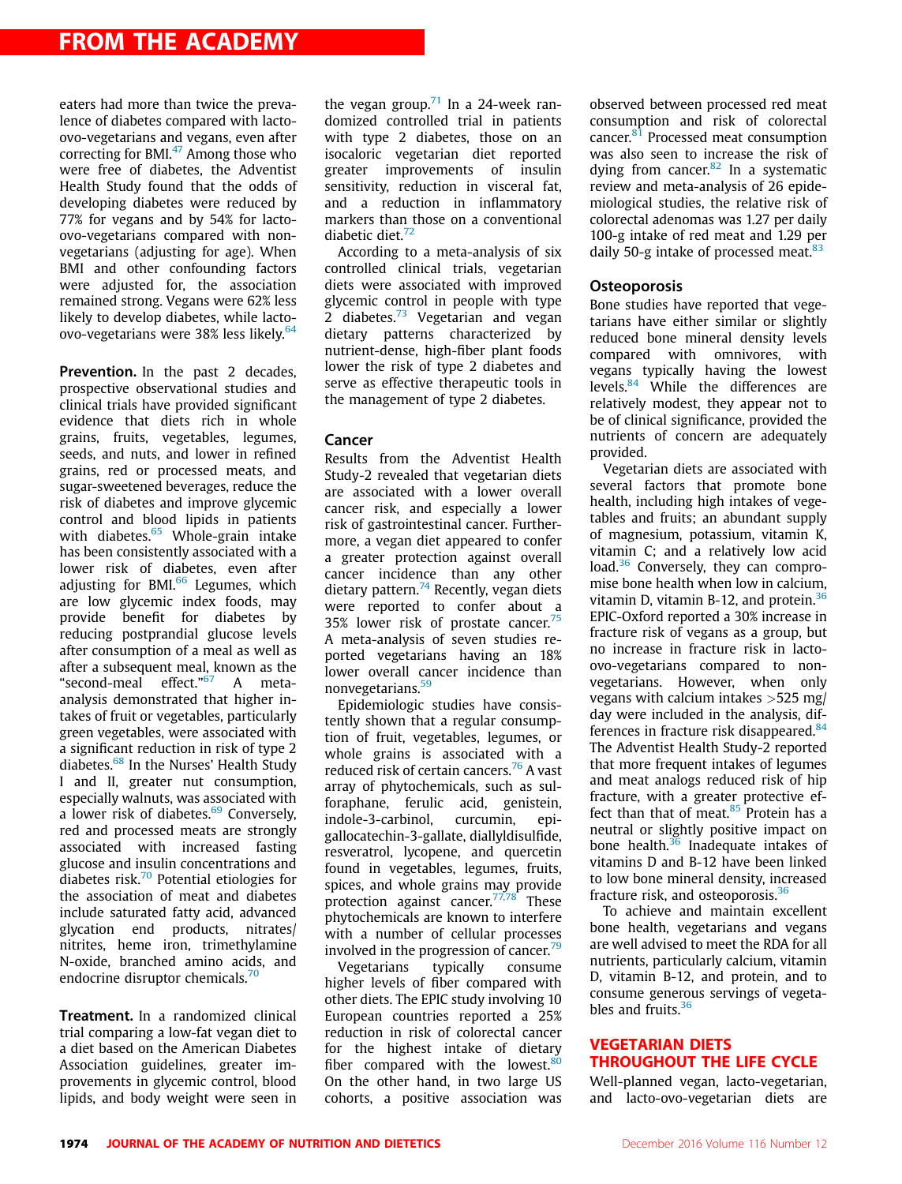eaters had more than twice the prevalence of diabetes compared with lacto-ovo-vegetarians and vegans, even after correcting for BMI.[47] Among those who were free of diabetes, the Adventist Health Study found that the odds of developing diabetes were reduced by 77% for vegans and by 54% for lacto-ovo-vegetarians compared with nonvegetarians (adjusting for age). When BMI and other confounding factors were adjusted for, the association remained strong. Vegans were 62% less likely to develop diabetes, while lacto-ovo-vegetarians were 38% less likely.[64]

**Prevention.** In the past 2 decades, prospective observational studies and clinical trials have provided significant evidence that diets rich in whole grains, fruits, vegetables, legumes, seeds, and nuts, and lower in refined grains, red or processed meats, and sugar-sweetened beverages, reduce the risk of diabetes and improve glycemic control and blood lipids in patients with diabetes.[65] Whole-grain intake has been consistently associated with a lower risk of diabetes, even after adjusting for BMI.[66] Legumes, which are low glycemic index foods, may provide benefit for diabetes by reducing postprandial glucose levels after consumption of a meal as well as after a subsequent meal, known as the "second-meal effect."[67] A meta-analysis demonstrated that higher intakes of fruit or vegetables, particularly green vegetables, were associated with a significant reduction in risk of type 2 diabetes.[68] In the Nurses' Health Study I and II, greater nut consumption, especially walnuts, was associated with a lower risk of diabetes.[69] Conversely, red and processed meats are strongly associated with increased fasting glucose and insulin concentrations and diabetes risk.[70] Potential etiologies for the association of meat and diabetes include saturated fatty acid, advanced glycation end products, nitrates/nitrites, heme iron, trimethylamine N-oxide, branched amino acids, and endocrine disruptor chemicals.[70]

**Treatment.** In a randomized clinical trial comparing a low-fat vegan diet to a diet based on the American Diabetes Association guidelines, greater improvements in glycemic control, blood lipids, and body weight were seen in the vegan group.[71] In a 24-week randomized controlled trial in patients with type 2 diabetes, those on an isocaloric vegetarian diet reported greater improvements of insulin sensitivity, reduction in visceral fat, and a reduction in inflammatory markers than those on a conventional diabetic diet.[72]

According to a meta-analysis of six controlled clinical trials, vegetarian diets were associated with improved glycemic control in people with type 2 diabetes.[73] Vegetarian and vegan dietary patterns characterized by nutrient-dense, high-fiber plant foods lower the risk of type 2 diabetes and serve as effective therapeutic tools in the management of type 2 diabetes.

### Cancer

Results from the Adventist Health Study-2 revealed that vegetarian diets are associated with a lower overall cancer risk, and especially a lower risk of gastrointestinal cancer. Furthermore, a vegan diet appeared to confer a greater protection against overall cancer incidence than any other dietary pattern.[74] Recently, vegan diets were reported to confer about a 35% lower risk of prostate cancer.[75] A meta-analysis of seven studies reported vegetarians having an 18% lower overall cancer incidence than nonvegetarians.[59]

Epidemiologic studies have consistently shown that a regular consumption of fruit, vegetables, legumes, or whole grains is associated with a reduced risk of certain cancers.[76] A vast array of phytochemicals, such as sulforaphane, ferulic acid, genistein, indole-3-carbinol, curcumin, epigallocatechin-3-gallate, diallyldisulfide, resveratrol, lycopene, and quercetin found in vegetables, legumes, fruits, spices, and whole grains may provide protection against cancer.[77,78] These phytochemicals are known to interfere with a number of cellular processes involved in the progression of cancer.[79]

Vegetarians typically consume higher levels of fiber compared with other diets. The EPIC study involving 10 European countries reported a 25% reduction in risk of colorectal cancer for the highest intake of dietary fiber compared with the lowest.[80] On the other hand, in two large US cohorts, a positive association was observed between processed red meat consumption and risk of colorectal cancer.[81] Processed meat consumption was also seen to increase the risk of dying from cancer.[82] In a systematic review and meta-analysis of 26 epidemiological studies, the relative risk of colorectal adenomas was 1.27 per daily 100-g intake of red meat and 1.29 per daily 50-g intake of processed meat.[83]

### Osteoporosis

Bone studies have reported that vegetarians have either similar or slightly reduced bone mineral density levels compared with omnivores, with vegans typically having the lowest levels.[84] While the differences are relatively modest, they appear not to be of clinical significance, provided the nutrients of concern are adequately provided.

Vegetarian diets are associated with several factors that promote bone health, including high intakes of vegetables and fruits; an abundant supply of magnesium, potassium, vitamin K, vitamin C; and a relatively low acid load.[36] Conversely, they can compromise bone health when low in calcium, vitamin D, vitamin B-12, and protein.[36] EPIC-Oxford reported a 30% increase in fracture risk of vegans as a group, but no increase in fracture risk in lacto-ovo-vegetarians compared to nonvegetarians. However, when only vegans with calcium intakes >525 mg/day were included in the analysis, differences in fracture risk disappeared.[84] The Adventist Health Study-2 reported that more frequent intakes of legumes and meat analogs reduced risk of hip fracture, with a greater protective effect than that of meat.[85] Protein has a neutral or slightly positive impact on bone health.[36] Inadequate intakes of vitamins D and B-12 have been linked to low bone mineral density, increased fracture risk, and osteoporosis.[36]

To achieve and maintain excellent bone health, vegetarians and vegans are well advised to meet the RDA for all nutrients, particularly calcium, vitamin D, vitamin B-12, and protein, and to consume generous servings of vegetables and fruits.[36]

## VEGETARIAN DIETS THROUGHOUT THE LIFE CYCLE

Well-planned vegan, lacto-vegetarian, and lacto-ovo-vegetarian diets are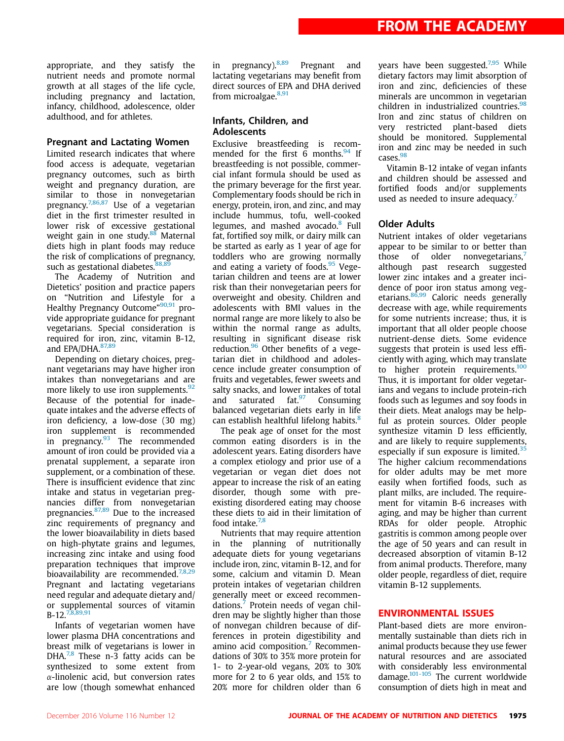appropriate, and they satisfy the nutrient needs and promote normal growth at all stages of the life cycle, including pregnancy and lactation, infancy, childhood, adolescence, older adulthood, and for athletes.

### Pregnant and Lactating Women

Limited research indicates that where food access is adequate, vegetarian pregnancy outcomes, such as birth weight and pregnancy duration, are similar to those in nonvegetarian pregnancy.[7,86,87] Use of a vegetarian diet in the first trimester resulted in lower risk of excessive gestational weight gain in one study.[88] Maternal diets high in plant foods may reduce the risk of complications of pregnancy, such as gestational diabetes.[88,89]

The Academy of Nutrition and Dietetics' position and practice papers on "Nutrition and Lifestyle for a Healthy Pregnancy Outcome"[90,91] provide appropriate guidance for pregnant vegetarians. Special consideration is required for iron, zinc, vitamin B-12, and EPA/DHA.[87,89]

Depending on dietary choices, pregnant vegetarians may have higher iron intakes than nonvegetarians and are more likely to use iron supplements.[92] Because of the potential for inadequate intakes and the adverse effects of iron deficiency, a low-dose (30 mg) iron supplement is recommended in pregnancy.[93] The recommended amount of iron could be provided via a prenatal supplement, a separate iron supplement, or a combination of these. There is insufficient evidence that zinc intake and status in vegetarian pregnancies differ from nonvegetarian pregnancies.[87,89] Due to the increased zinc requirements of pregnancy and the lower bioavailability in diets based on high-phytate grains and legumes, increasing zinc intake and using food preparation techniques that improve bioavailability are recommended.[7,8,29] Pregnant and lactating vegetarians need regular and adequate dietary and/or supplemental sources of vitamin B-12.[7,8,89,91]

Infants of vegetarian women have lower plasma DHA concentrations and breast milk of vegetarians is lower in DHA.[7,8] These n-3 fatty acids can be synthesized to some extent from $\alpha$-linolenic acid, but conversion rates are low (though somewhat enhanced in pregnancy).[8,89] Pregnant and lactating vegetarians may benefit from direct sources of EPA and DHA derived from microalgae.[8,91]

### Infants, Children, and Adolescents

Exclusive breastfeeding is recommended for the first 6 months.[94] If breastfeeding is not possible, commercial infant formula should be used as the primary beverage for the first year. Complementary foods should be rich in energy, protein, iron, and zinc, and may include hummus, tofu, well-cooked legumes, and mashed avocado.[8] Full fat, fortified soy milk, or dairy milk can be started as early as 1 year of age for toddlers who are growing normally and eating a variety of foods.[95] Vegetarian children and teens are at lower risk than their nonvegetarian peers for overweight and obesity. Children and adolescents with BMI values in the normal range are more likely to also be within the normal range as adults, resulting in significant disease risk reduction.[96] Other benefits of a vegetarian diet in childhood and adolescence include greater consumption of fruits and vegetables, fewer sweets and salty snacks, and lower intakes of total and saturated fat.[97] Consuming balanced vegetarian diets early in life can establish healthful lifelong habits.[8]

The peak age of onset for the most common eating disorders is in the adolescent years. Eating disorders have a complex etiology and prior use of a vegetarian or vegan diet does not appear to increase the risk of an eating disorder, though some with preexisting disordered eating may choose these diets to aid in their limitation of food intake.[7,8]

Nutrients that may require attention in the planning of nutritionally adequate diets for young vegetarians include iron, zinc, vitamin B-12, and for some, calcium and vitamin D. Mean protein intakes of vegetarian children generally meet or exceed recommendations.[7] Protein needs of vegan children may be slightly higher than those of nonvegan children because of differences in protein digestibility and amino acid composition.[7] Recommendations of 30% to 35% more protein for 1- to 2-year-old vegans, 20% to 30% more for 2 to 6 year olds, and 15% to 20% more for children older than 6 years have been suggested.[7,95] While dietary factors may limit absorption of iron and zinc, deficiencies of these minerals are uncommon in vegetarian children in industrialized countries.[98] Iron and zinc status of children on very restricted plant-based diets should be monitored. Supplemental iron and zinc may be needed in such cases.[98]

Vitamin B-12 intake of vegan infants and children should be assessed and fortified foods and/or supplements used as needed to insure adequacy.[7]

### Older Adults

Nutrient intakes of older vegetarians appear to be similar to or better than those of older nonvegetarians,[7] although past research suggested lower zinc intakes and a greater incidence of poor iron status among vegetarians.[86,99] Caloric needs generally decrease with age, while requirements for some nutrients increase; thus, it is important that all older people choose nutrient-dense diets. Some evidence suggests that protein is used less efficiently with aging, which may translate to higher protein requirements.[100] Thus, it is important for older vegetarians and vegans to include protein-rich foods such as legumes and soy foods in their diets. Meat analogs may be helpful as protein sources. Older people synthesize vitamin D less efficiently, and are likely to require supplements, especially if sun exposure is limited.[35] The higher calcium recommendations for older adults may be met more easily when fortified foods, such as plant milks, are included. The requirement for vitamin B-6 increases with aging, and may be higher than current RDAs for older people. Atrophic gastritis is common among people over the age of 50 years and can result in decreased absorption of vitamin B-12 from animal products. Therefore, many older people, regardless of diet, require vitamin B-12 supplements.

## ENVIRONMENTAL ISSUES

Plant-based diets are more environmentally sustainable than diets rich in animal products because they use fewer natural resources and are associated with considerably less environmental damage.[101-105] The current worldwide consumption of diets high in meat and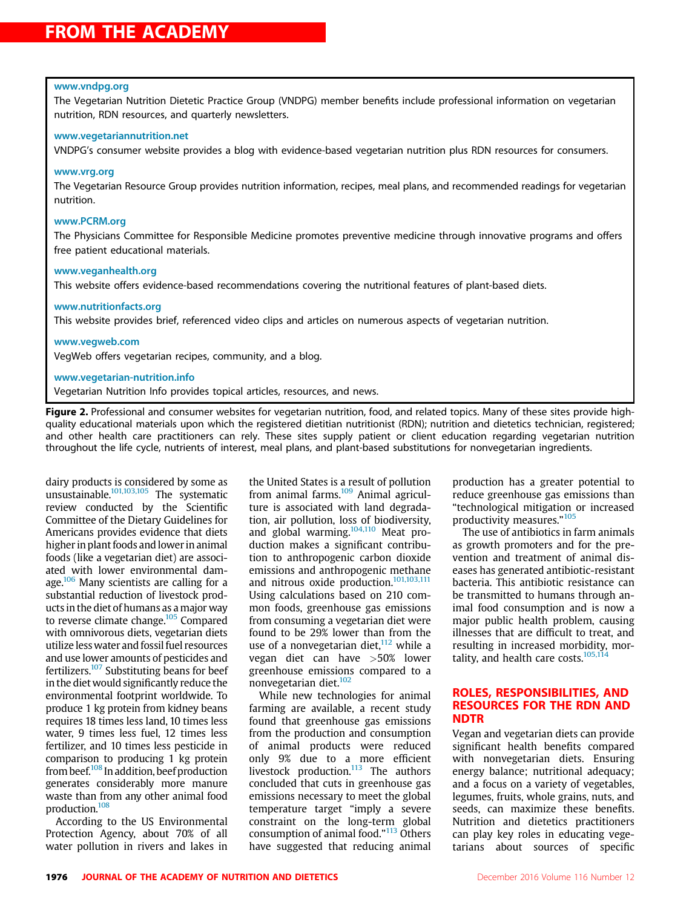www.vndpg.org
The Vegetarian Nutrition Dietetic Practice Group (VNDPG) member benefits include professional information on vegetarian nutrition, RDN resources, and quarterly newsletters.

www.vegetariannutrition.net
VNDPG's consumer website provides a blog with evidence-based vegetarian nutrition plus RDN resources for consumers.

www.vrg.org
The Vegetarian Resource Group provides nutrition information, recipes, meal plans, and recommended readings for vegetarian nutrition.

www.PCRM.org
The Physicians Committee for Responsible Medicine promotes preventive medicine through innovative programs and offers free patient educational materials.

www.veganhealth.org
This website offers evidence-based recommendations covering the nutritional features of plant-based diets.

www.nutritionfacts.org
This website provides brief, referenced video clips and articles on numerous aspects of vegetarian nutrition.

www.vegweb.com
VegWeb offers vegetarian recipes, community, and a blog.

www.vegetarian-nutrition.info
Vegetarian Nutrition Info provides topical articles, resources, and news.

**Figure 2.** Professional and consumer websites for vegetarian nutrition, food, and related topics. Many of these sites provide high-quality educational materials upon which the registered dietitian nutritionist (RDN); nutrition and dietetics technician, registered; and other health care practitioners can rely. These sites supply patient or client education regarding vegetarian nutrition throughout the life cycle, nutrients of interest, meal plans, and plant-based substitutions for nonvegetarian ingredients.

dairy products is considered by some as unsustainable.[101,103,105] The systematic review conducted by the Scientific Committee of the Dietary Guidelines for Americans provides evidence that diets higher in plant foods and lower in animal foods (like a vegetarian diet) are associated with lower environmental damage.[106] Many scientists are calling for a substantial reduction of livestock products in the diet of humans as a major way to reverse climate change.[105] Compared with omnivorous diets, vegetarian diets utilize less water and fossil fuel resources and use lower amounts of pesticides and fertilizers.[107] Substituting beans for beef in the diet would significantly reduce the environmental footprint worldwide. To produce 1 kg protein from kidney beans requires 18 times less land, 10 times less water, 9 times less fuel, 12 times less fertilizer, and 10 times less pesticide in comparison to producing 1 kg protein from beef.[108] In addition, beef production generates considerably more manure waste than from any other animal food production.[108]

According to the US Environmental Protection Agency, about 70% of all water pollution in rivers and lakes in the United States is a result of pollution from animal farms.[109] Animal agriculture is associated with land degradation, air pollution, loss of biodiversity, and global warming.[104,110] Meat production makes a significant contribution to anthropogenic carbon dioxide emissions and anthropogenic methane and nitrous oxide production.[101,103,111] Using calculations based on 210 common foods, greenhouse gas emissions from consuming a vegetarian diet were found to be 29% lower than from the use of a nonvegetarian diet,[112] while a vegan diet can have >50% lower greenhouse emissions compared to a nonvegetarian diet.[102]

While new technologies for animal farming are available, a recent study found that greenhouse gas emissions from the production and consumption of animal products were reduced only 9% due to a more efficient livestock production.[113] The authors concluded that cuts in greenhouse gas emissions necessary to meet the global temperature target "imply a severe constraint on the long-term global consumption of animal food."[113] Others have suggested that reducing animal production has a greater potential to reduce greenhouse gas emissions than "technological mitigation or increased productivity measures."[105]

The use of antibiotics in farm animals as growth promoters and for the prevention and treatment of animal diseases has generated antibiotic-resistant bacteria. This antibiotic resistance can be transmitted to humans through animal food consumption and is now a major public health problem, causing illnesses that are difficult to treat, and resulting in increased morbidity, mortality, and health care costs.[105,114]

## ROLES, RESPONSIBILITIES, AND RESOURCES FOR THE RDN AND NDTR

Vegan and vegetarian diets can provide significant health benefits compared with nonvegetarian diets. Ensuring energy balance; nutritional adequacy; and a focus on a variety of vegetables, legumes, fruits, whole grains, nuts, and seeds, can maximize these benefits. Nutrition and dietetics practitioners can play key roles in educating vegetarians about sources of specific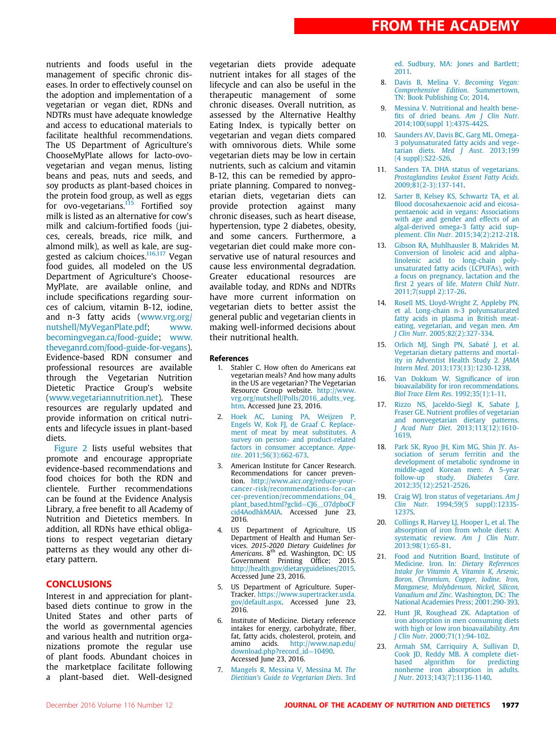nutrients and foods useful in the management of specific chronic diseases. In order to effectively counsel on the adoption and implementation of a vegetarian or vegan diet, RDNs and NDTRs must have adequate knowledge and access to educational materials to facilitate healthful recommendations. The US Department of Agriculture's ChooseMyPlate allows for lacto-ovo-vegetarian and vegan menus, listing beans and peas, nuts and seeds, and soy products as plant-based choices in the protein food group, as well as eggs for ovo-vegetarians.[115] Fortified soy milk is listed as an alternative for cow's milk and calcium-fortified foods (juices, cereals, breads, rice milk, and almond milk), as well as kale, are suggested as calcium choices.[116,117] Vegan food guides, all modeled on the US Department of Agriculture's ChooseMyPlate, are available online, and include specifications regarding sources of calcium, vitamin B-12, iodine, and n-3 fatty acids (www.vrg.org/nutshell/MyVeganPlate.pdf; www.becomingvegan.ca/food-guide; www.theveganrd.com/food-guide-for-vegans). Evidence-based RDN consumer and professional resources are available through the Vegetarian Nutrition Dietetic Practice Group's website (www.vegetariannutrition.net). These resources are regularly updated and provide information on critical nutrients and lifecycle issues in plant-based diets.

Figure 2 lists useful websites that promote and encourage appropriate evidence-based recommendations and food choices for both the RDN and clientele. Further recommendations can be found at the Evidence Analysis Library, a free benefit to all Academy of Nutrition and Dietetics members. In addition, all RDNs have ethical obligations to respect vegetarian dietary patterns as they would any other dietary pattern.

## CONCLUSIONS

Interest in and appreciation for plant-based diets continue to grow in the United States and other parts of the world as governmental agencies and various health and nutrition organizations promote the regular use of plant foods. Abundant choices in the marketplace facilitate following a plant-based diet. Well-designed vegetarian diets provide adequate nutrient intakes for all stages of the lifecycle and can also be useful in the therapeutic management of some chronic diseases. Overall nutrition, as assessed by the Alternative Healthy Eating Index, is typically better on vegetarian and vegan diets compared with omnivorous diets. While some vegetarian diets may be low in certain nutrients, such as calcium and vitamin B-12, this can be remedied by appropriate planning. Compared to nonvegetarian diets, vegetarian diets can provide protection against many chronic diseases, such as heart disease, hypertension, type 2 diabetes, obesity, and some cancers. Furthermore, a vegetarian diet could make more conservative use of natural resources and cause less environmental degradation. Greater educational resources are available today, and RDNs and NDTRs have more current information on vegetarian diets to better assist the general public and vegetarian clients in making well-informed decisions about their nutritional health.

### References

1. Stahler C. How often do Americans eat vegetarian meals? And how many adults in the US are vegetarian? The Vegetarian Resource Group website. http://www.vrg.org/nutshell/Polls/2016_adults_veg.htm. Accessed June 23, 2016.
2. Hoek AC, Luning PA, Weijzen P, Engels W, Kok FJ, de Graaf C. Replacement of meat by meat substitutes. A survey on person- and product-related factors in consumer acceptance. *Appetite*. 2011;56(3):662-673.
3. American Institute for Cancer Research. Recommendations for cancer prevention. http://www.aicr.org/reduce-your-cancer-risk/recommendations-for-cancer-prevention/recommendations_04_plant_based.html?gclid=CJ6__O7dpboCFcid4AodhkMAIA. Accessed June 23, 2016.
4. US Department of Agriculture, US Department of Health and Human Services. *2015-2020 Dietary Guidelines for Americans*. 8th ed. Washington, DC: US Government Printing Office; 2015. http://health.gov/dietaryguidelines/2015. Accessed June 23, 2016.
5. US Department of Agriculture. SuperTracker. https://www.supertracker.usda.gov/default.aspx. Accessed June 23, 2016.
6. Institute of Medicine. Dietary reference intakes for energy, carbohydrate, fiber, fat, fatty acids, cholesterol, protein, and amino acids. http://www.nap.edu/download.php?record_id=10490. Accessed June 23, 2016.
7. Mangels R, Messina V, Messina M. *The Dietitian's Guide to Vegetarian Diets*. 3rd ed. Sudbury, MA: Jones and Bartlett; 2011.
8. Davis B, Melina V. *Becoming Vegan: Comprehensive Edition*. Summertown, TN: Book Publishing Co; 2014.
9. Messina V. Nutritional and health benefits of dried beans. *Am J Clin Nutr*. 2014;100(suppl 1):437S-442S.
10. Saunders AV, Davis BC, Garg ML. Omega-3 polyunsaturated fatty acids and vegetarian diets. *Med J Aust*. 2013;199 (4 suppl):S22-S26.
11. Sanders TA. DHA status of vegetarians. *Prostaglandins Leukot Essent Fatty Acids*. 2009;81(2-3):137-141.
12. Sarter B, Kelsey KS, Schwartz TA, et al. Blood docosahexaenoic acid and eicosapentaenoic acid in vegans: Associations with age and gender and effects of an algal-derived omega-3 fatty acid supplement. *Clin Nutr*. 2015;34(2):212-218.
13. Gibson RA, Muhlhausler B, Makrides M. Conversion of linoleic acid and alpha-linolenic acid to long-chain polyunsaturated fatty acids (LCPUFAs), with a focus on pregnancy, lactation and the first 2 years of life. *Matern Child Nutr*. 2011;7(suppl 2):17-26.
14. Rosell MS, Lloyd-Wright Z, Appleby PN, et al. Long-chain n-3 polyunsaturated fatty acids in plasma in British meat-eating, vegetarian, and vegan men. *Am J Clin Nutr*. 2005;82(2):327-334.
15. Orlich MJ, Singh PN, Sabaté J, et al. Vegetarian dietary patterns and mortality in Adventist Health Study 2. *JAMA Intern Med*. 2013;173(13):1230-1238.
16. Van Dokkum W. Significance of iron bioavailability for iron recommendations. *Biol Trace Elem Res*. 1992;35(1):1-11.
17. Rizzo NS, Jaceldo-Siegl K, Sabate J, Fraser GE. Nutrient profiles of vegetarian and nonvegetarian dietary patterns. *J Acad Nutr Diet*. 2013;113(12):1610-1619.
18. Park SK, Ryoo JH, Kim MG, Shin JY. Association of serum ferritin and the development of metabolic syndrome in middle-aged Korean men: A 5-year follow-up study. *Diabetes Care*. 2012;35(12):2521-2526.
19. Craig WJ. Iron status of vegetarians. *Am J Clin Nutr*. 1994;59(5 suppl):1233S-1237S.
20. Collings R, Harvey LJ, Hooper L, et al. The absorption of iron from whole diets: A systematic review. *Am J Clin Nutr*. 2013;98(1):65-81.
21. Food and Nutrition Board, Institute of Medicine. Iron. In: *Dietary References Intake for Vitamin A, Vitamin K, Arsenic, Boron, Chromium, Copper, Iodine, Iron, Manganese, Molybdenum, Nickel, Silicon, Vanadium and Zinc*. Washington, DC: The National Academies Press; 2001:290-393.
22. Hunt JR, Roughead ZK. Adaptation of iron absorption in men consuming diets with high or low iron bioavailability. *Am J Clin Nutr*. 2000;71(1):94-102.
23. Armah SM, Carriquiry A, Sullivan D, Cook JD, Reddy MB. A complete diet-based algorithm for predicting nonheme iron absorption in adults. *J Nutr*. 2013;143(7):1136-1140.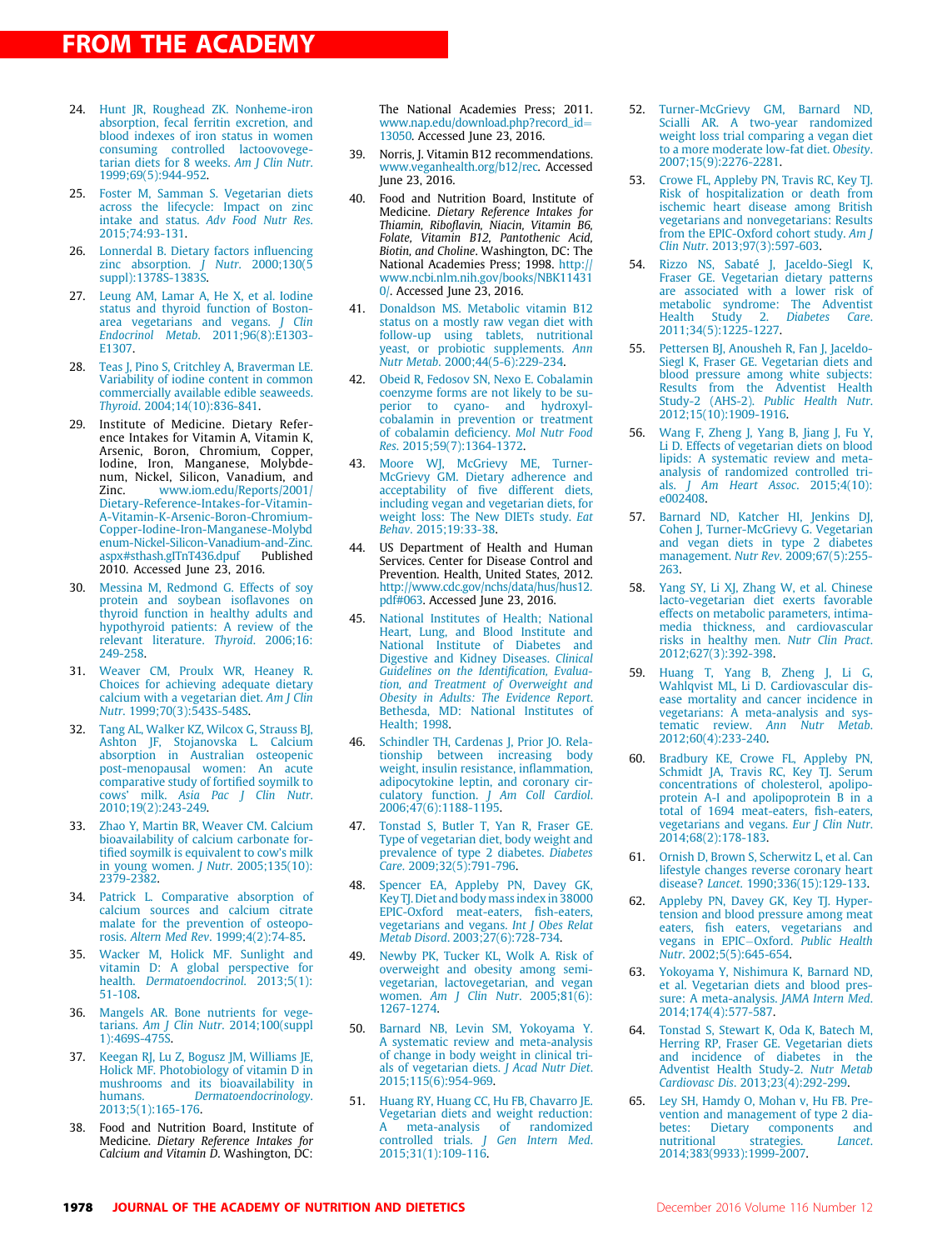24. Hunt JR, Roughead ZK. Nonheme-iron absorption, fecal ferritin excretion, and blood indexes of iron status in women consuming controlled lactoovovegetarian diets for 8 weeks. *Am J Clin Nutr*. 1999;69(5):944-952.
25. Foster M, Samman S. Vegetarian diets across the lifecycle: Impact on zinc intake and status. *Adv Food Nutr Res*. 2015;74:93-131.
26. Lonnerdal B. Dietary factors influencing zinc absorption. *J Nutr*. 2000;130(5 suppl):1378S-1383S.
27. Leung AM, Lamar A, He X, et al. Iodine status and thyroid function of Boston-area vegetarians and vegans. *J Clin Endocrinol Metab*. 2011;96(8):E1303-E1307.
28. Teas J, Pino S, Critchley A, Braverman LE. Variability of iodine content in common commercially available edible seaweeds. *Thyroid*. 2004;14(10):836-841.
29. Institute of Medicine. Dietary Reference Intakes for Vitamin A, Vitamin K, Arsenic, Boron, Chromium, Copper, Iodine, Iron, Manganese, Molybdenum, Nickel, Silicon, Vanadium, and Zinc. www.iom.edu/Reports/2001/Dietary-Reference-Intakes-for-Vitamin-A-Vitamin-K-Arsenic-Boron-Chromium-Copper-Iodine-Iron-Manganese-Molybdenum-Nickel-Silicon-Vanadium-and-Zinc.aspx#sthash.gITnT436.dpuf Published 2010. Accessed June 23, 2016.
30. Messina M, Redmond G. Effects of soy protein and soybean isoflavones on thyroid function in healthy adults and hypothyroid patients: A review of the relevant literature. *Thyroid*. 2006;16:249-258.
31. Weaver CM, Proulx WR, Heaney R. Choices for achieving adequate dietary calcium with a vegetarian diet. *Am J Clin Nutr*. 1999;70(3):543S-548S.
32. Tang AL, Walker KZ, Wilcox G, Strauss BJ, Ashton JF, Stojanovska L. Calcium absorption in Australian osteopenic post-menopausal women: An acute comparative study of fortified soymilk to cows' milk. *Asia Pac J Clin Nutr*. 2010;19(2):243-249.
33. Zhao Y, Martin BR, Weaver CM. Calcium bioavailability of calcium carbonate fortified soymilk is equivalent to cow's milk in young women. *J Nutr*. 2005;135(10):2379-2382.
34. Patrick L. Comparative absorption of calcium sources and calcium citrate malate for the prevention of osteoporosis. *Altern Med Rev*. 1999;4(2):74-85.
35. Wacker M, Holick MF. Sunlight and vitamin D: A global perspective for health. *Dermatoendocrinol*. 2013;5(1):51-108.
36. Mangels AR. Bone nutrients for vegetarians. *Am J Clin Nutr*. 2014;100(suppl 1):469S-475S.
37. Keegan RJ, Lu Z, Bogusz JM, Williams JE, Holick MF. Photobiology of vitamin D in mushrooms and its bioavailability in humans. *Dermatoendocrinology*. 2013;5(1):165-176.
38. Food and Nutrition Board, Institute of Medicine. *Dietary Reference Intakes for Calcium and Vitamin D*. Washington, DC: The National Academies Press; 2011. www.nap.edu/download.php?record_id=13050. Accessed June 23, 2016.
39. Norris, J. Vitamin B12 recommendations. www.veganhealth.org/b12/rec. Accessed June 23, 2016.
40. Food and Nutrition Board, Institute of Medicine. *Dietary Reference Intakes for Thiamin, Riboflavin, Niacin, Vitamin B6, Folate, Vitamin B12, Pantothenic Acid, Biotin, and Choline*. Washington, DC: The National Academies Press; 1998. http://www.ncbi.nlm.nih.gov/books/NBK114310/. Accessed June 23, 2016.
41. Donaldson MS. Metabolic vitamin B12 status on a mostly raw vegan diet with follow-up using tablets, nutritional yeast, or probiotic supplements. *Ann Nutr Metab*. 2000;44(5-6):229-234.
42. Obeid R, Fedosov SN, Nexo E. Cobalamin coenzyme forms are not likely to be superior to cyano- and hydroxyl-cobalamin in prevention or treatment of cobalamin deficiency. *Mol Nutr Food Res*. 2015;59(7):1364-1372.
43. Moore WJ, McGrievy ME, Turner-McGrievy GM. Dietary adherence and acceptability of five different diets, including vegan and vegetarian diets, for weight loss: The New DIETs study. *Eat Behav*. 2015;19:33-38.
44. US Department of Health and Human Services. Center for Disease Control and Prevention. Health, United States, 2012. http://www.cdc.gov/nchs/data/hus/hus12.pdf#063. Accessed June 23, 2016.
45. National Institutes of Health; National Heart, Lung, and Blood Institute and National Institute of Diabetes and Digestive and Kidney Diseases. *Clinical Guidelines on the Identification, Evaluation, and Treatment of Overweight and Obesity in Adults: The Evidence Report*. Bethesda, MD: National Institutes of Health; 1998.
46. Schindler TH, Cardenas J, Prior JO. Relationship between increasing body weight, insulin resistance, inflammation, adipocytokine leptin, and coronary circulatory function. *J Am Coll Cardiol*. 2006;47(6):1188-1195.
47. Tonstad S, Butler T, Yan R, Fraser GE. Type of vegetarian diet, body weight and prevalence of type 2 diabetes. *Diabetes Care*. 2009;32(5):791-796.
48. Spencer EA, Appleby PN, Davey GK, Key TJ. Diet and body mass index in 38000 EPIC-Oxford meat-eaters, fish-eaters, vegetarians and vegans. *Int J Obes Relat Metab Disord*. 2003;27(6):728-734.
49. Newby PK, Tucker KL, Wolk A. Risk of overweight and obesity among semivegetarian, lactovegetarian, and vegan women. *Am J Clin Nutr*. 2005;81(6):1267-1274.
50. Barnard NB, Levin SM, Yokoyama Y. A systematic review and meta-analysis of change in body weight in clinical trials of vegetarian diets. *J Acad Nutr Diet*. 2015;115(6):954-969.
51. Huang RY, Huang CC, Hu FB, Chavarro JE. Vegetarian diets and weight reduction: A meta-analysis of randomized controlled trials. *J Gen Intern Med*. 2015;31(1):109-116.
52. Turner-McGrievy GM, Barnard ND, Scialli AR. A two-year randomized weight loss trial comparing a vegan diet to a more moderate low-fat diet. *Obesity*. 2007;15(9):2276-2281.
53. Crowe FL, Appleby PN, Travis RC, Key TJ. Risk of hospitalization or death from ischemic heart disease among British vegetarians and nonvegetarians: Results from the EPIC-Oxford cohort study. *Am J Clin Nutr*. 2013;97(3):597-603.
54. Rizzo NS, Sabaté J, Jaceldo-Siegl K, Fraser GE. Vegetarian dietary patterns are associated with a lower risk of metabolic syndrome: The Adventist Health Study 2. *Diabetes Care*. 2011;34(5):1225-1227.
55. Pettersen BJ, Anousheh R, Fan J, Jaceldo-Siegl K, Fraser GE. Vegetarian diets and blood pressure among white subjects: Results from the Adventist Health Study-2 (AHS-2). *Public Health Nutr*. 2012;15(10):1909-1916.
56. Wang F, Zheng J, Yang B, Jiang J, Fu Y, Li D. Effects of vegetarian diets on blood lipids: A systematic review and meta-analysis of randomized controlled trials. *J Am Heart Assoc*. 2015;4(10):e002408.
57. Barnard ND, Katcher HI, Jenkins DJ, Cohen J, Turner-McGrievy G. Vegetarian and vegan diets in type 2 diabetes management. *Nutr Rev*. 2009;67(5):255-263.
58. Yang SY, Li XJ, Zhang W, et al. Chinese lacto-vegetarian diet exerts favorable effects on metabolic parameters, intima-media thickness, and cardiovascular risks in healthy men. *Nutr Clin Pract*. 2012;627(3):392-398.
59. Huang T, Yang B, Zheng J, Li G, Wahlqvist ML, Li D. Cardiovascular disease mortality and cancer incidence in vegetarians: A meta-analysis and systematic review. *Ann Nutr Metab*. 2012;60(4):233-240.
60. Bradbury KE, Crowe FL, Appleby PN, Schmidt JA, Travis RC, Key TJ. Serum concentrations of cholesterol, apolipoprotein A-I and apolipoprotein B in a total of 1694 meat-eaters, fish-eaters, vegetarians and vegans. *Eur J Clin Nutr*. 2014;68(2):178-183.
61. Ornish D, Brown S, Scherwitz L, et al. Can lifestyle changes reverse coronary heart disease? *Lancet*. 1990;336(15):129-133.
62. Appleby PN, Davey GK, Key TJ. Hypertension and blood pressure among meat eaters, fish eaters, vegetarians and vegans in EPIC–Oxford. *Public Health Nutr*. 2002;5(5):645-654.
63. Yokoyama Y, Nishimura K, Barnard ND, et al. Vegetarian diets and blood pressure: A meta-analysis. *JAMA Intern Med*. 2014;174(4):577-587.
64. Tonstad S, Stewart K, Oda K, Batech M, Herring RP, Fraser GE. Vegetarian diets and incidence of diabetes in the Adventist Health Study-2. *Nutr Metab Cardiovasc Dis*. 2013;23(4):292-299.
65. Ley SH, Hamdy O, Mohan v, Hu FB. Prevention and management of type 2 diabetes: Dietary components and nutritional strategies. *Lancet*. 2014;383(9933):1999-2007.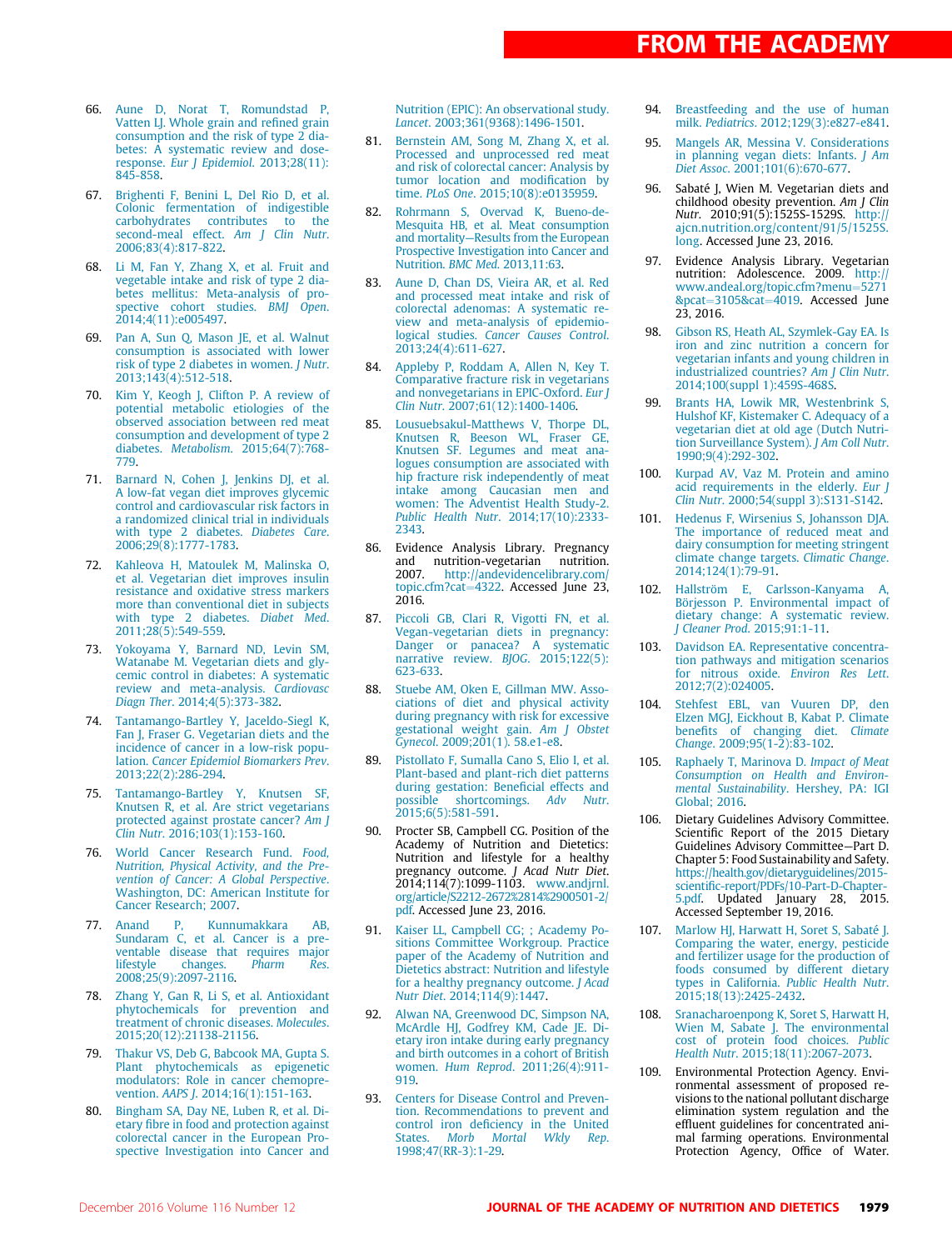66. Aune D, Norat T, Romundstad P, Vatten LJ. Whole grain and refined grain consumption and the risk of type 2 diabetes: A systematic review and dose-response. *Eur J Epidemiol*. 2013;28(11):845-858.
67. Brighenti F, Benini L, Del Rio D, et al. Colonic fermentation of indigestible carbohydrates contributes to the second-meal effect. *Am J Clin Nutr*. 2006;83(4):817-822.
68. Li M, Fan Y, Zhang X, et al. Fruit and vegetable intake and risk of type 2 diabetes mellitus: Meta-analysis of prospective cohort studies. *BMJ Open*. 2014;4(11):e005497.
69. Pan A, Sun Q, Mason JE, et al. Walnut consumption is associated with lower risk of type 2 diabetes in women. *J Nutr*. 2013;143(4):512-518.
70. Kim Y, Keogh J, Clifton P. A review of potential metabolic etiologies of the observed association between red meat consumption and development of type 2 diabetes. *Metabolism*. 2015;64(7):768-779.
71. Barnard N, Cohen J, Jenkins DJ, et al. A low-fat vegan diet improves glycemic control and cardiovascular risk factors in a randomized clinical trial in individuals with type 2 diabetes. *Diabetes Care*. 2006;29(8):1777-1783.
72. Kahleova H, Matoulek M, Malinska O, et al. Vegetarian diet improves insulin resistance and oxidative stress markers more than conventional diet in subjects with type 2 diabetes. *Diabet Med*. 2011;28(5):549-559.
73. Yokoyama Y, Barnard ND, Levin SM, Watanabe M. Vegetarian diets and glycemic control in diabetes: A systematic review and meta-analysis. *Cardiovasc Diagn Ther*. 2014;4(5):373-382.
74. Tantamango-Bartley Y, Jaceldo-Siegl K, Fan J, Fraser G. Vegetarian diets and the incidence of cancer in a low-risk population. *Cancer Epidemiol Biomarkers Prev*. 2013;22(2):286-294.
75. Tantamango-Bartley Y, Knutsen SF, Knutsen R, et al. Are strict vegetarians protected against prostate cancer? *Am J Clin Nutr*. 2016;103(1):153-160.
76. World Cancer Research Fund. *Food, Nutrition, Physical Activity, and the Prevention of Cancer: A Global Perspective*. Washington, DC: American Institute for Cancer Research; 2007.
77. Anand P, Kunnumakkara AB, Sundaram C, et al. Cancer is a preventable disease that requires major lifestyle changes. *Pharm Res*. 2008;25(9):2097-2116.
78. Zhang Y, Gan R, Li S, et al. Antioxidant phytochemicals for prevention and treatment of chronic diseases. *Molecules*. 2015;20(12):21138-21156.
79. Thakur VS, Deb G, Babcook MA, Gupta S. Plant phytochemicals as epigenetic modulators: Role in cancer chemoprevention. *AAPS J*. 2014;16(1):151-163.
80. Bingham SA, Day NE, Luben R, et al. Dietary fibre in food and protection against colorectal cancer in the European Prospective Investigation into Cancer and Nutrition (EPIC): An observational study. *Lancet*. 2003;361(9368):1496-1501.
81. Bernstein AM, Song M, Zhang X, et al. Processed and unprocessed red meat and risk of colorectal cancer: Analysis by tumor location and modification by time. *PLoS One*. 2015;10(8):e0135959.
82. Rohrmann S, Overvad K, Bueno-de-Mesquita HB, et al. Meat consumption and mortality—Results from the European Prospective Investigation into Cancer and Nutrition. *BMC Med*. 2013,11:63.
83. Aune D, Chan DS, Vieira AR, et al. Red and processed meat intake and risk of colorectal adenomas: A systematic review and meta-analysis of epidemiological studies. *Cancer Causes Control*. 2013;24(4):611-627.
84. Appleby P, Roddam A, Allen N, Key T. Comparative fracture risk in vegetarians and nonvegetarians in EPIC-Oxford. *Eur J Clin Nutr*. 2007;61(12):1400-1406.
85. Lousuebsakul-Matthews V, Thorpe DL, Knutsen R, Beeson WL, Fraser GE, Knutsen SF. Legumes and meat analogues consumption are associated with hip fracture risk independently of meat intake among Caucasian men and women: The Adventist Health Study-2. *Public Health Nutr*. 2014;17(10):2333-2343.
86. Evidence Analysis Library. Pregnancy and nutrition-vegetarian nutrition. 2007. http://andevidencelibrary.com/topic.cfm?cat=4322. Accessed June 23, 2016.
87. Piccoli GB, Clari R, Vigotti FN, et al. Vegan-vegetarian diets in pregnancy: Danger or panacea? A systematic narrative review. *BJOG*. 2015;122(5):623-633.
88. Stuebe AM, Oken E, Gillman MW. Associations of diet and physical activity during pregnancy with risk for excessive gestational weight gain. *Am J Obstet Gynecol*. 2009;201(1). 58.e1-e8.
89. Pistollato F, Sumalla Cano S, Elio I, et al. Plant-based and plant-rich diet patterns during gestation: Beneficial effects and possible shortcomings. *Adv Nutr*. 2015;6(5):581-591.
90. Procter SB, Campbell CG. Position of the Academy of Nutrition and Dietetics: Nutrition and lifestyle for a healthy pregnancy outcome. *J Acad Nutr Diet*. 2014;114(7):1099-1103. www.andjrnl.org/article/S2212-2672%2814%2900501-2/pdf. Accessed June 23, 2016.
91. Kaiser LL, Campbell CG; ; Academy Positions Committee Workgroup. Practice paper of the Academy of Nutrition and Dietetics abstract: Nutrition and lifestyle for a healthy pregnancy outcome. *J Acad Nutr Diet*. 2014;114(9):1447.
92. Alwan NA, Greenwood DC, Simpson NA, McArdle HJ, Godfrey KM, Cade JE. Dietary iron intake during early pregnancy and birth outcomes in a cohort of British women. *Hum Reprod*. 2011;26(4):911-919.
93. Centers for Disease Control and Prevention. Recommendations to prevent and control iron deficiency in the United States. *Morb Mortal Wkly Rep*. 1998;47(RR-3):1-29.
94. Breastfeeding and the use of human milk. *Pediatrics*. 2012;129(3):e827-e841.
95. Mangels AR, Messina V. Considerations in planning vegan diets: Infants. *J Am Diet Assoc*. 2001;101(6):670-677.
96. Sabaté J, Wien M. Vegetarian diets and childhood obesity prevention. *Am J Clin Nutr*. 2010;91(5):1525S-1529S. http://ajcn.nutrition.org/content/91/5/1525S.long. Accessed June 23, 2016.
97. Evidence Analysis Library. Vegetarian nutrition: Adolescence. 2009. http://www.andeal.org/topic.cfm?menu=5271&pcat=3105&cat=4019. Accessed June 23, 2016.
98. Gibson RS, Heath AL, Szymlek-Gay EA. Is iron and zinc nutrition a concern for vegetarian infants and young children in industrialized countries? *Am J Clin Nutr*. 2014;100(suppl 1):459S-468S.
99. Brants HA, Lowik MR, Westenbrink S, Hulshof KF, Kistemaker C. Adequacy of a vegetarian diet at old age (Dutch Nutrition Surveillance System). *J Am Coll Nutr*. 1990;9(4):292-302.
100. Kurpad AV, Vaz M. Protein and amino acid requirements in the elderly. *Eur J Clin Nutr*. 2000;54(suppl 3):S131-S142.
101. Hedenus F, Wirsenius S, Johansson DJA. The importance of reduced meat and dairy consumption for meeting stringent climate change targets. *Climatic Change*. 2014;124(1):79-91.
102. Hallström E, Carlsson-Kanyama A, Börjesson P. Environmental impact of dietary change: A systematic review. *J Cleaner Prod*. 2015;91:1-11.
103. Davidson EA. Representative concentration pathways and mitigation scenarios for nitrous oxide. *Environ Res Lett*. 2012;7(2):024005.
104. Stehfest EBL, van Vuuren DP, den Elzen MGJ, Eickhout B, Kabat P. Climate benefits of changing diet. *Climate Change*. 2009;95(1-2):83-102.
105. Raphaely T, Marinova D. *Impact of Meat Consumption on Health and Environmental Sustainability*. Hershey, PA: IGI Global; 2016.
106. Dietary Guidelines Advisory Committee. Scientific Report of the 2015 Dietary Guidelines Advisory Committee—Part D. Chapter 5: Food Sustainability and Safety. https://health.gov/dietaryguidelines/2015-scientific-report/PDFs/10-Part-D-Chapter-5.pdf. Updated January 28, 2015. Accessed September 19, 2016.
107. Marlow HJ, Harwatt H, Soret S, Sabaté J. Comparing the water, energy, pesticide and fertilizer usage for the production of foods consumed by different dietary types in California. *Public Health Nutr*. 2015;18(13):2425-2432.
108. Sranacharoenpong K, Soret S, Harwatt H, Wien M, Sabate J. The environmental cost of protein food choices. *Public Health Nutr*. 2015;18(11):2067-2073.
109. Environmental Protection Agency. Environmental assessment of proposed revisions to the national pollutant discharge elimination system regulation and the effluent guidelines for concentrated animal farming operations. Environmental Protection Agency, Office of Water.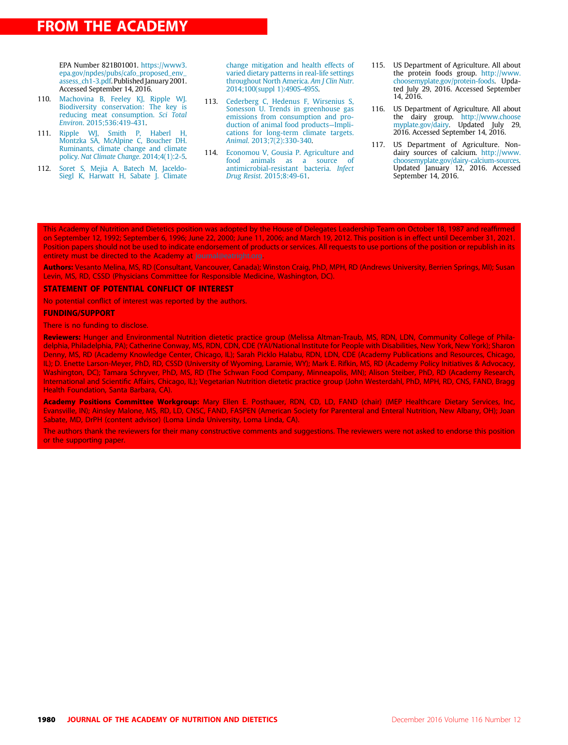EPA Number 821B01001. https://www3.epa.gov/npdes/pubs/cafo_proposed_env_assess_ch1-3.pdf. Published January 2001. Accessed September 14, 2016.

110. Machovina B, Feeley KJ, Ripple WJ. Biodiversity conservation: The key is reducing meat consumption. *Sci Total Environ*. 2015;536:419-431.

111. Ripple WJ, Smith P, Haberl H, Montzka SA, McAlpine C, Boucher DH. Ruminants, climate change and climate policy. *Nat Climate Change*. 2014;4(1):2-5.

112. Soret S, Mejia A, Batech M, Jaceldo-Siegl K, Harwatt H, Sabate J. Climate change mitigation and health effects of varied dietary patterns in real-life settings throughout North America. *Am J Clin Nutr*. 2014;100(suppl 1):490S-495S.

113. Cederberg C, Hedenus F, Wirsenius S, Sonesson U. Trends in greenhouse gas emissions from consumption and production of animal food products—Implications for long-term climate targets. *Animal*. 2013;7(2):330-340.

114. Economou V, Gousia P. Agriculture and food animals as a source of antimicrobial-resistant bacteria. *Infect Drug Resist*. 2015;8:49-61.

115. US Department of Agriculture. All about the protein foods group. http://www.choosemyplate.gov/protein-foods. Updated July 29, 2016. Accessed September 14, 2016.

116. US Department of Agriculture. All about the dairy group. http://www.choosemyplate.gov/dairy. Updated July 29, 2016. Accessed September 14, 2016.

117. US Department of Agriculture. Non-dairy sources of calcium. http://www.choosemyplate.gov/dairy-calcium-sources. Updated January 12, 2016. Accessed September 14, 2016.

This Academy of Nutrition and Dietetics position was adopted by the House of Delegates Leadership Team on October 18, 1987 and reaffirmed on September 12, 1992; September 6, 1996; June 22, 2000; June 11, 2006; and March 19, 2012. This position is in effect until December 31, 2021. Position papers should not be used to indicate endorsement of products or services. All requests to use portions of the position or republish in its entirety must be directed to the Academy at journal@eatright.org.

**Authors:** Vesanto Melina, MS, RD (Consultant, Vancouver, Canada); Winston Craig, PhD, MPH, RD (Andrews University, Berrien Springs, MI); Susan Levin, MS, RD, CSSD (Physicians Committee for Responsible Medicine, Washington, DC).

**STATEMENT OF POTENTIAL CONFLICT OF INTEREST**

No potential conflict of interest was reported by the authors.

**FUNDING/SUPPORT**

There is no funding to disclose.

**Reviewers:** Hunger and Environmental Nutrition dietetic practice group (Melissa Altman-Traub, MS, RDN, LDN, Community College of Philadelphia, Philadelphia, PA); Catherine Conway, MS, RDN, CDN, CDE (YAI/National Institute for People with Disabilities, New York, New York); Sharon Denny, MS, RD (Academy Knowledge Center, Chicago, IL); Sarah Picklo Halabu, RDN, LDN, CDE (Academy Publications and Resources, Chicago, IL); D. Enette Larson-Meyer, PhD, RD, CSSD (University of Wyoming, Laramie, WY); Mark E. Rifkin, MS, RD (Academy Policy Initiatives & Advocacy, Washington, DC); Tamara Schryver, PhD, MS, RD (The Schwan Food Company, Minneapolis, MN); Alison Steiber, PhD, RD (Academy Research, International and Scientific Affairs, Chicago, IL); Vegetarian Nutrition dietetic practice group (John Westerdahl, PhD, MPH, RD, CNS, FAND, Bragg Health Foundation, Santa Barbara, CA).

**Academy Positions Committee Workgroup:** Mary Ellen E. Posthauer, RDN, CD, LD, FAND (chair) (MEP Healthcare Dietary Services, Inc, Evansville, IN); Ainsley Malone, MS, RD, LD, CNSC, FAND, FASPEN (American Society for Parenteral and Enteral Nutrition, New Albany, OH); Joan Sabate, MD, DrPH (content advisor) (Loma Linda University, Loma Linda, CA).

The authors thank the reviewers for their many constructive comments and suggestions. The reviewers were not asked to endorse this position or the supporting paper.